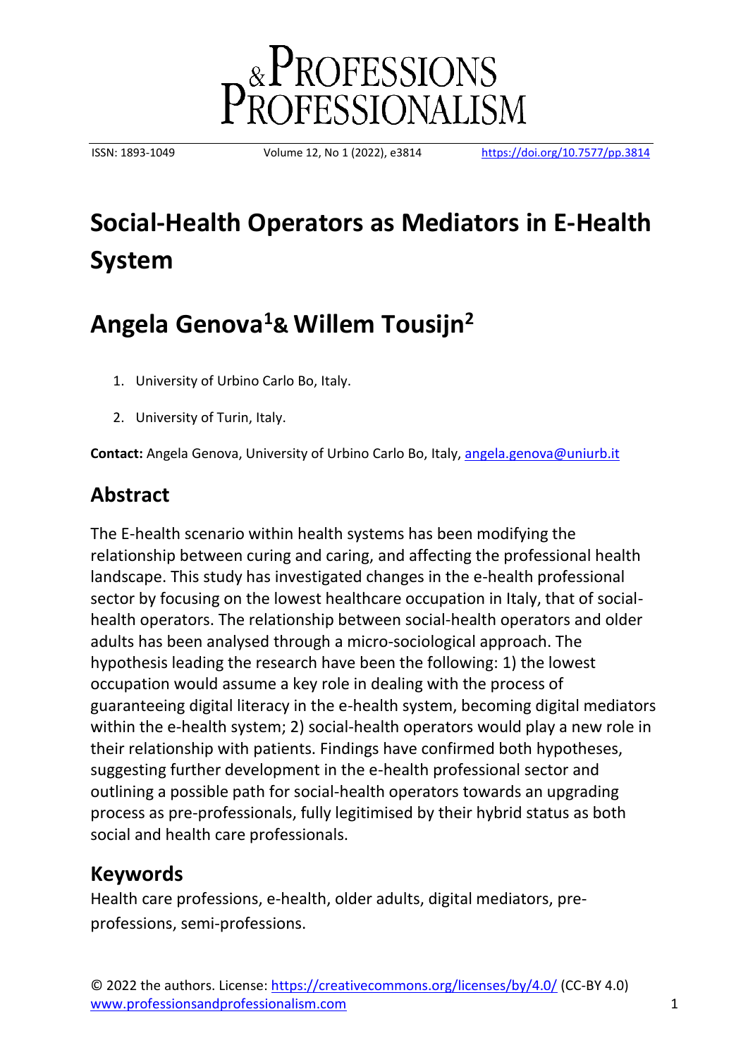# Social-Health Operators as Mediators in E-Health System

## Angela Genova[1] & Willem Tousijn[2]

1. University of Urbino Carlo Bo, Italy.
2. University of Turin, Italy.

**Contact:** Angela Genova, University of Urbino Carlo Bo, Italy, angela.genova@uniurb.it

## Abstract

The E-health scenario within health systems has been modifying the relationship between curing and caring, and affecting the professional health landscape. This study has investigated changes in the e-health professional sector by focusing on the lowest healthcare occupation in Italy, that of social-health operators. The relationship between social-health operators and older adults has been analysed through a micro-sociological approach. The hypothesis leading the research have been the following: 1) the lowest occupation would assume a key role in dealing with the process of guaranteeing digital literacy in the e-health system, becoming digital mediators within the e-health system; 2) social-health operators would play a new role in their relationship with patients. Findings have confirmed both hypotheses, suggesting further development in the e-health professional sector and outlining a possible path for social-health operators towards an upgrading process as pre-professionals, fully legitimised by their hybrid status as both social and health care professionals.

## Keywords

Health care professions, e-health, older adults, digital mediators, pre-professions, semi-professions.

© 2022 the authors. License: https://creativecommons.org/licenses/by/4.0/ (CC-BY 4.0)
www.professionsandprofessionalism.com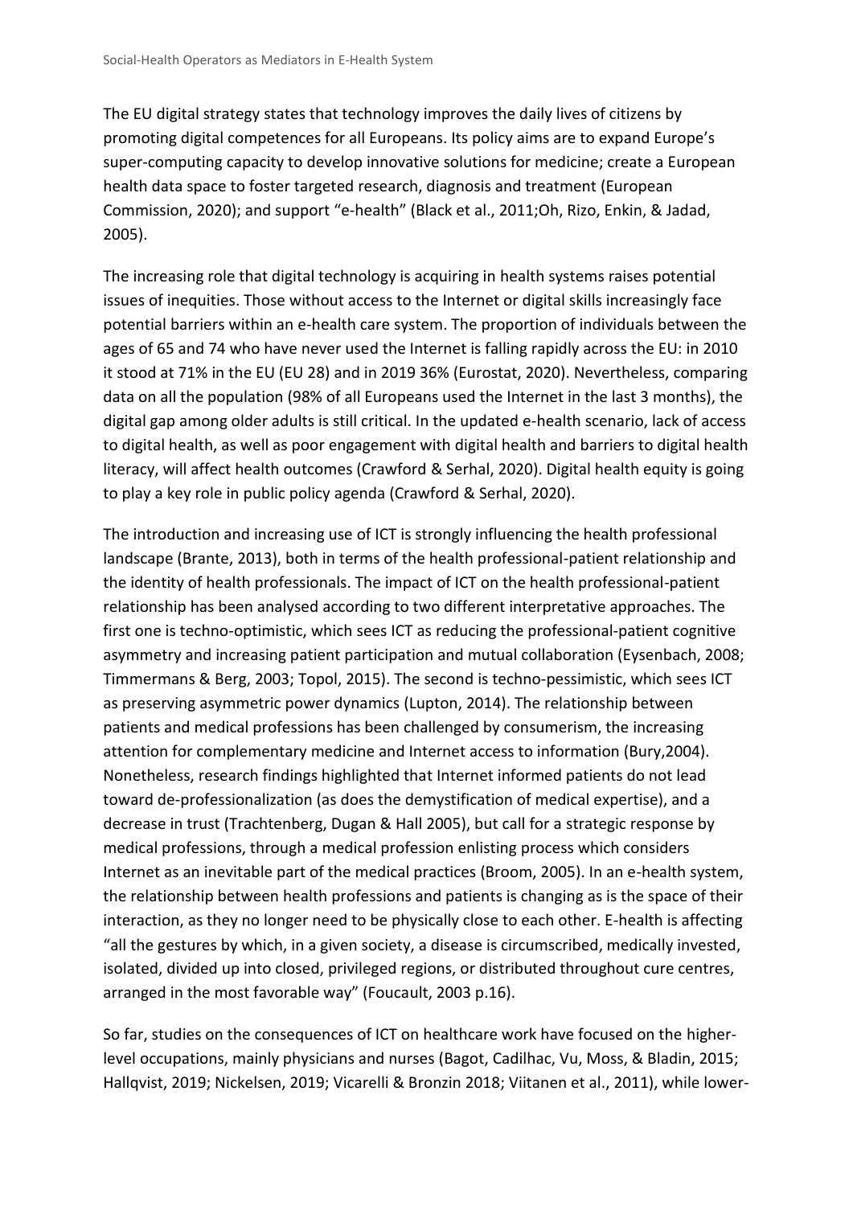The EU digital strategy states that technology improves the daily lives of citizens by promoting digital competences for all Europeans. Its policy aims are to expand Europe's super-computing capacity to develop innovative solutions for medicine; create a European health data space to foster targeted research, diagnosis and treatment (European Commission, 2020); and support "e-health" (Black et al., 2011;Oh, Rizo, Enkin, & Jadad, 2005).

The increasing role that digital technology is acquiring in health systems raises potential issues of inequities. Those without access to the Internet or digital skills increasingly face potential barriers within an e-health care system. The proportion of individuals between the ages of 65 and 74 who have never used the Internet is falling rapidly across the EU: in 2010 it stood at 71% in the EU (EU 28) and in 2019 36% (Eurostat, 2020). Nevertheless, comparing data on all the population (98% of all Europeans used the Internet in the last 3 months), the digital gap among older adults is still critical. In the updated e-health scenario, lack of access to digital health, as well as poor engagement with digital health and barriers to digital health literacy, will affect health outcomes (Crawford & Serhal, 2020). Digital health equity is going to play a key role in public policy agenda (Crawford & Serhal, 2020).

The introduction and increasing use of ICT is strongly influencing the health professional landscape (Brante, 2013), both in terms of the health professional-patient relationship and the identity of health professionals. The impact of ICT on the health professional-patient relationship has been analysed according to two different interpretative approaches. The first one is techno-optimistic, which sees ICT as reducing the professional-patient cognitive asymmetry and increasing patient participation and mutual collaboration (Eysenbach, 2008; Timmermans & Berg, 2003; Topol, 2015). The second is techno-pessimistic, which sees ICT as preserving asymmetric power dynamics (Lupton, 2014). The relationship between patients and medical professions has been challenged by consumerism, the increasing attention for complementary medicine and Internet access to information (Bury,2004). Nonetheless, research findings highlighted that Internet informed patients do not lead toward de-professionalization (as does the demystification of medical expertise), and a decrease in trust (Trachtenberg, Dugan & Hall 2005), but call for a strategic response by medical professions, through a medical profession enlisting process which considers Internet as an inevitable part of the medical practices (Broom, 2005). In an e-health system, the relationship between health professions and patients is changing as is the space of their interaction, as they no longer need to be physically close to each other. E-health is affecting "all the gestures by which, in a given society, a disease is circumscribed, medically invested, isolated, divided up into closed, privileged regions, or distributed throughout cure centres, arranged in the most favorable way" (Foucault, 2003 p.16).

So far, studies on the consequences of ICT on healthcare work have focused on the higher-level occupations, mainly physicians and nurses (Bagot, Cadilhac, Vu, Moss, & Bladin, 2015; Hallqvist, 2019; Nickelsen, 2019; Vicarelli & Bronzin 2018; Viitanen et al., 2011), while lower-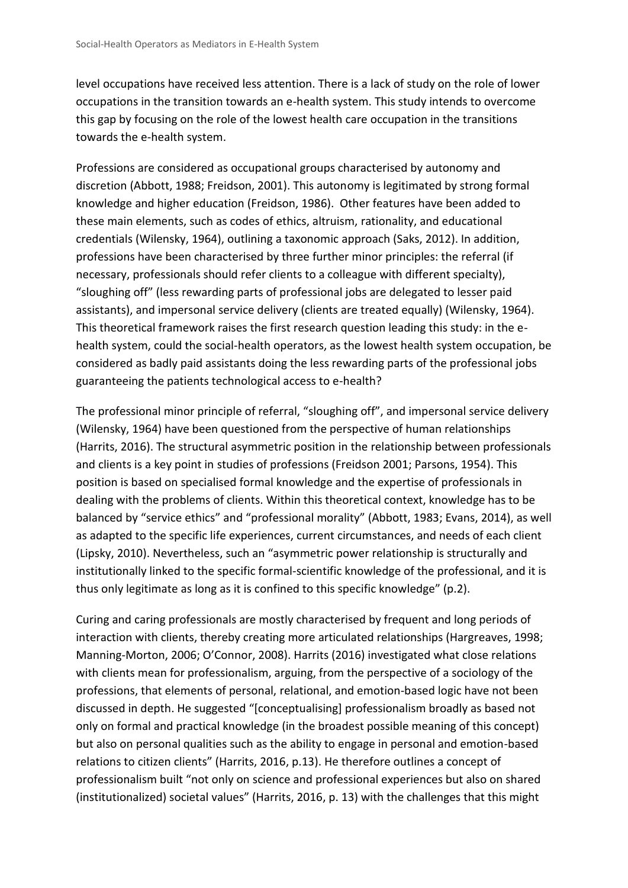level occupations have received less attention. There is a lack of study on the role of lower occupations in the transition towards an e-health system. This study intends to overcome this gap by focusing on the role of the lowest health care occupation in the transitions towards the e-health system.

Professions are considered as occupational groups characterised by autonomy and discretion (Abbott, 1988; Freidson, 2001). This autonomy is legitimated by strong formal knowledge and higher education (Freidson, 1986). Other features have been added to these main elements, such as codes of ethics, altruism, rationality, and educational credentials (Wilensky, 1964), outlining a taxonomic approach (Saks, 2012). In addition, professions have been characterised by three further minor principles: the referral (if necessary, professionals should refer clients to a colleague with different specialty), "sloughing off" (less rewarding parts of professional jobs are delegated to lesser paid assistants), and impersonal service delivery (clients are treated equally) (Wilensky, 1964). This theoretical framework raises the first research question leading this study: in the e-health system, could the social-health operators, as the lowest health system occupation, be considered as badly paid assistants doing the less rewarding parts of the professional jobs guaranteeing the patients technological access to e-health?

The professional minor principle of referral, "sloughing off", and impersonal service delivery (Wilensky, 1964) have been questioned from the perspective of human relationships (Harrits, 2016). The structural asymmetric position in the relationship between professionals and clients is a key point in studies of professions (Freidson 2001; Parsons, 1954). This position is based on specialised formal knowledge and the expertise of professionals in dealing with the problems of clients. Within this theoretical context, knowledge has to be balanced by "service ethics" and "professional morality" (Abbott, 1983; Evans, 2014), as well as adapted to the specific life experiences, current circumstances, and needs of each client (Lipsky, 2010). Nevertheless, such an "asymmetric power relationship is structurally and institutionally linked to the specific formal-scientific knowledge of the professional, and it is thus only legitimate as long as it is confined to this specific knowledge" (p.2).

Curing and caring professionals are mostly characterised by frequent and long periods of interaction with clients, thereby creating more articulated relationships (Hargreaves, 1998; Manning-Morton, 2006; O'Connor, 2008). Harrits (2016) investigated what close relations with clients mean for professionalism, arguing, from the perspective of a sociology of the professions, that elements of personal, relational, and emotion-based logic have not been discussed in depth. He suggested "[conceptualising] professionalism broadly as based not only on formal and practical knowledge (in the broadest possible meaning of this concept) but also on personal qualities such as the ability to engage in personal and emotion-based relations to citizen clients" (Harrits, 2016, p.13). He therefore outlines a concept of professionalism built "not only on science and professional experiences but also on shared (institutionalized) societal values" (Harrits, 2016, p. 13) with the challenges that this might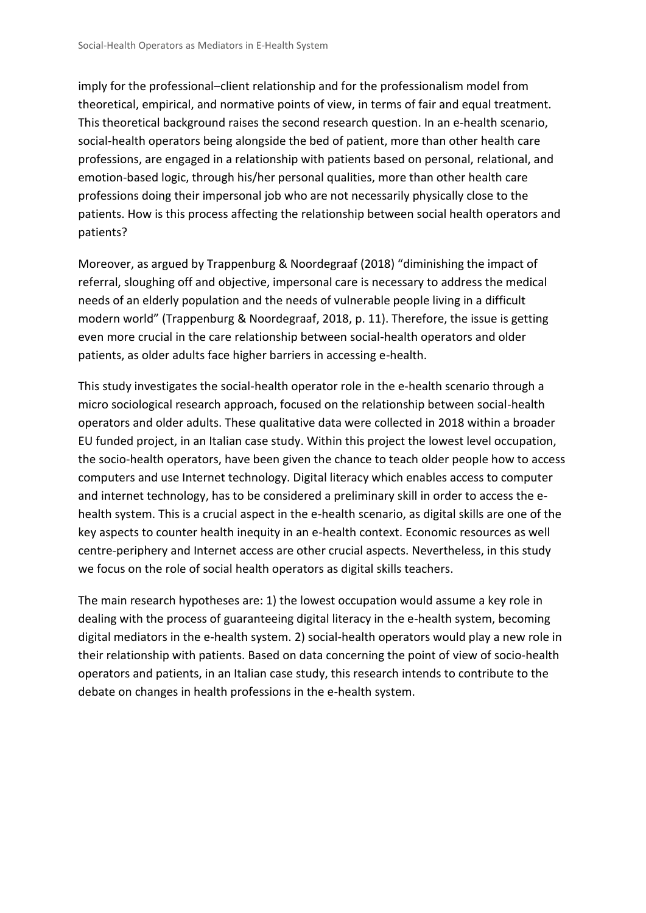imply for the professional–client relationship and for the professionalism model from theoretical, empirical, and normative points of view, in terms of fair and equal treatment. This theoretical background raises the second research question. In an e-health scenario, social-health operators being alongside the bed of patient, more than other health care professions, are engaged in a relationship with patients based on personal, relational, and emotion-based logic, through his/her personal qualities, more than other health care professions doing their impersonal job who are not necessarily physically close to the patients. How is this process affecting the relationship between social health operators and patients?

Moreover, as argued by Trappenburg & Noordegraaf (2018) "diminishing the impact of referral, sloughing off and objective, impersonal care is necessary to address the medical needs of an elderly population and the needs of vulnerable people living in a difficult modern world" (Trappenburg & Noordegraaf, 2018, p. 11). Therefore, the issue is getting even more crucial in the care relationship between social-health operators and older patients, as older adults face higher barriers in accessing e-health.

This study investigates the social-health operator role in the e-health scenario through a micro sociological research approach, focused on the relationship between social-health operators and older adults. These qualitative data were collected in 2018 within a broader EU funded project, in an Italian case study. Within this project the lowest level occupation, the socio-health operators, have been given the chance to teach older people how to access computers and use Internet technology. Digital literacy which enables access to computer and internet technology, has to be considered a preliminary skill in order to access the e-health system. This is a crucial aspect in the e-health scenario, as digital skills are one of the key aspects to counter health inequity in an e-health context. Economic resources as well centre-periphery and Internet access are other crucial aspects. Nevertheless, in this study we focus on the role of social health operators as digital skills teachers.

The main research hypotheses are: 1) the lowest occupation would assume a key role in dealing with the process of guaranteeing digital literacy in the e-health system, becoming digital mediators in the e-health system. 2) social-health operators would play a new role in their relationship with patients. Based on data concerning the point of view of socio-health operators and patients, in an Italian case study, this research intends to contribute to the debate on changes in health professions in the e-health system.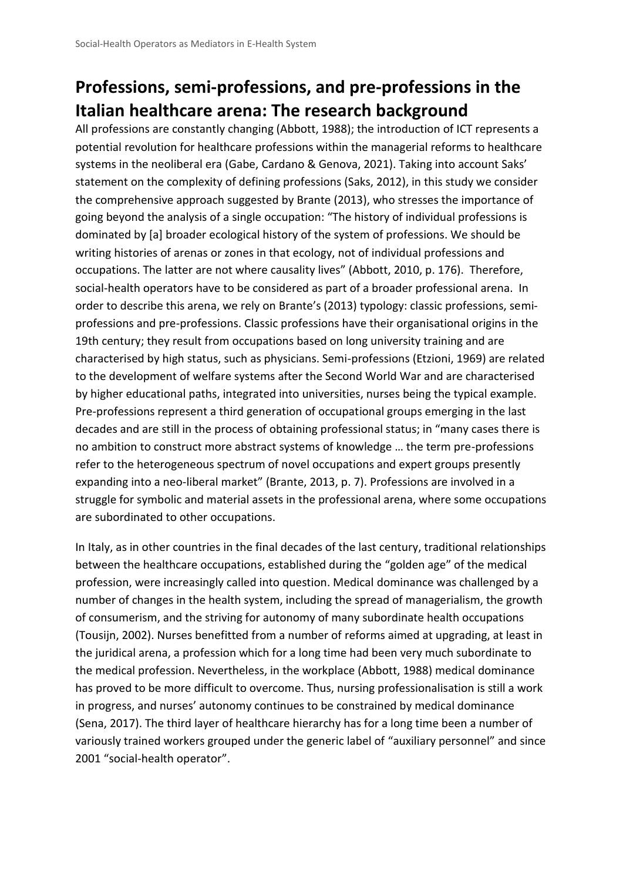## Professions, semi-professions, and pre-professions in the Italian healthcare arena: The research background

All professions are constantly changing (Abbott, 1988); the introduction of ICT represents a potential revolution for healthcare professions within the managerial reforms to healthcare systems in the neoliberal era (Gabe, Cardano & Genova, 2021). Taking into account Saks' statement on the complexity of defining professions (Saks, 2012), in this study we consider the comprehensive approach suggested by Brante (2013), who stresses the importance of going beyond the analysis of a single occupation: "The history of individual professions is dominated by [a] broader ecological history of the system of professions. We should be writing histories of arenas or zones in that ecology, not of individual professions and occupations. The latter are not where causality lives" (Abbott, 2010, p. 176). Therefore, social-health operators have to be considered as part of a broader professional arena. In order to describe this arena, we rely on Brante's (2013) typology: classic professions, semi-professions and pre-professions. Classic professions have their organisational origins in the 19th century; they result from occupations based on long university training and are characterised by high status, such as physicians. Semi-professions (Etzioni, 1969) are related to the development of welfare systems after the Second World War and are characterised by higher educational paths, integrated into universities, nurses being the typical example. Pre-professions represent a third generation of occupational groups emerging in the last decades and are still in the process of obtaining professional status; in "many cases there is no ambition to construct more abstract systems of knowledge … the term pre-professions refer to the heterogeneous spectrum of novel occupations and expert groups presently expanding into a neo-liberal market" (Brante, 2013, p. 7). Professions are involved in a struggle for symbolic and material assets in the professional arena, where some occupations are subordinated to other occupations.

In Italy, as in other countries in the final decades of the last century, traditional relationships between the healthcare occupations, established during the "golden age" of the medical profession, were increasingly called into question. Medical dominance was challenged by a number of changes in the health system, including the spread of managerialism, the growth of consumerism, and the striving for autonomy of many subordinate health occupations (Tousijn, 2002). Nurses benefitted from a number of reforms aimed at upgrading, at least in the juridical arena, a profession which for a long time had been very much subordinate to the medical profession. Nevertheless, in the workplace (Abbott, 1988) medical dominance has proved to be more difficult to overcome. Thus, nursing professionalisation is still a work in progress, and nurses' autonomy continues to be constrained by medical dominance (Sena, 2017). The third layer of healthcare hierarchy has for a long time been a number of variously trained workers grouped under the generic label of "auxiliary personnel" and since 2001 "social-health operator".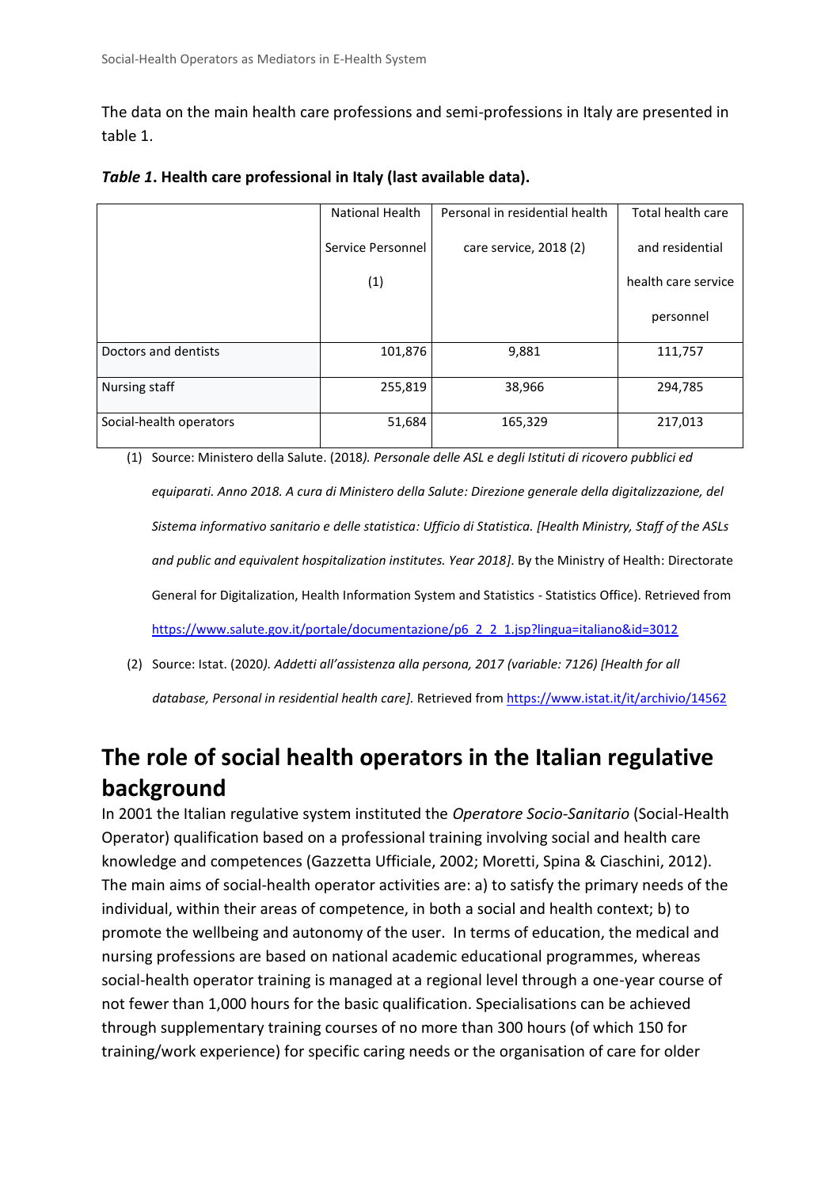The data on the main health care professions and semi-professions in Italy are presented in table 1.

***Table 1*. Health care professional in Italy (last available data).**

| | National Health Service Personnel (1) | Personal in residential health care service, 2018 (2) | Total health care and residential health care service personnel |
|---|---|---|---|
| Doctors and dentists | 101,876 | 9,881 | 111,757 |
| Nursing staff | 255,819 | 38,966 | 294,785 |
| Social-health operators | 51,684 | 165,329 | 217,013 |

(1) Source: Ministero della Salute. (2018*). Personale delle ASL e degli Istituti di ricovero pubblici ed equiparati. Anno 2018. A cura di Ministero della Salute: Direzione generale della digitalizzazione, del Sistema informativo sanitario e delle statistica: Ufficio di Statistica. [Health Ministry, Staff of the ASLs and public and equivalent hospitalization institutes. Year 2018]*. By the Ministry of Health: Directorate General for Digitalization, Health Information System and Statistics - Statistics Office). Retrieved from https://www.salute.gov.it/portale/documentazione/p6_2_2_1.jsp?lingua=italiano&id=3012

(2) Source: Istat. (2020*). Addetti all'assistenza alla persona, 2017 (variable: 7126) [Health for all database, Personal in residential health care].* Retrieved from https://www.istat.it/it/archivio/14562

# The role of social health operators in the Italian regulative background

In 2001 the Italian regulative system instituted the *Operatore Socio-Sanitario* (Social-Health Operator) qualification based on a professional training involving social and health care knowledge and competences (Gazzetta Ufficiale, 2002; Moretti, Spina & Ciaschini, 2012). The main aims of social-health operator activities are: a) to satisfy the primary needs of the individual, within their areas of competence, in both a social and health context; b) to promote the wellbeing and autonomy of the user. In terms of education, the medical and nursing professions are based on national academic educational programmes, whereas social-health operator training is managed at a regional level through a one-year course of not fewer than 1,000 hours for the basic qualification. Specialisations can be achieved through supplementary training courses of no more than 300 hours (of which 150 for training/work experience) for specific caring needs or the organisation of care for older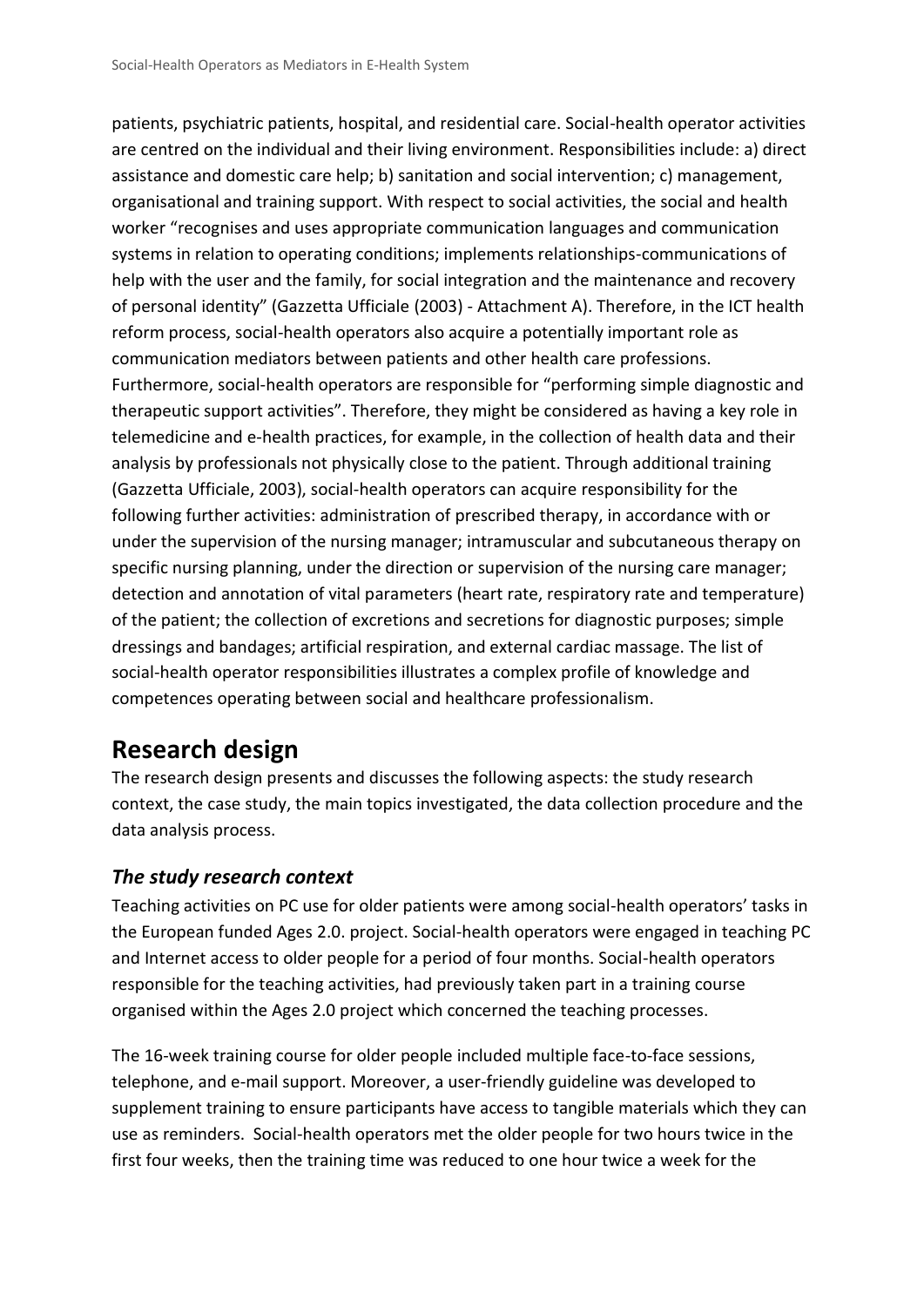patients, psychiatric patients, hospital, and residential care. Social-health operator activities are centred on the individual and their living environment. Responsibilities include: a) direct assistance and domestic care help; b) sanitation and social intervention; c) management, organisational and training support. With respect to social activities, the social and health worker "recognises and uses appropriate communication languages and communication systems in relation to operating conditions; implements relationships-communications of help with the user and the family, for social integration and the maintenance and recovery of personal identity" (Gazzetta Ufficiale (2003) - Attachment A). Therefore, in the ICT health reform process, social-health operators also acquire a potentially important role as communication mediators between patients and other health care professions. Furthermore, social-health operators are responsible for "performing simple diagnostic and therapeutic support activities". Therefore, they might be considered as having a key role in telemedicine and e-health practices, for example, in the collection of health data and their analysis by professionals not physically close to the patient. Through additional training (Gazzetta Ufficiale, 2003), social-health operators can acquire responsibility for the following further activities: administration of prescribed therapy, in accordance with or under the supervision of the nursing manager; intramuscular and subcutaneous therapy on specific nursing planning, under the direction or supervision of the nursing care manager; detection and annotation of vital parameters (heart rate, respiratory rate and temperature) of the patient; the collection of excretions and secretions for diagnostic purposes; simple dressings and bandages; artificial respiration, and external cardiac massage. The list of social-health operator responsibilities illustrates a complex profile of knowledge and competences operating between social and healthcare professionalism.

# Research design

The research design presents and discusses the following aspects: the study research context, the case study, the main topics investigated, the data collection procedure and the data analysis process.

## *The study research context*

Teaching activities on PC use for older patients were among social-health operators' tasks in the European funded Ages 2.0. project. Social-health operators were engaged in teaching PC and Internet access to older people for a period of four months. Social-health operators responsible for the teaching activities, had previously taken part in a training course organised within the Ages 2.0 project which concerned the teaching processes.

The 16-week training course for older people included multiple face-to-face sessions, telephone, and e-mail support. Moreover, a user-friendly guideline was developed to supplement training to ensure participants have access to tangible materials which they can use as reminders. Social-health operators met the older people for two hours twice in the first four weeks, then the training time was reduced to one hour twice a week for the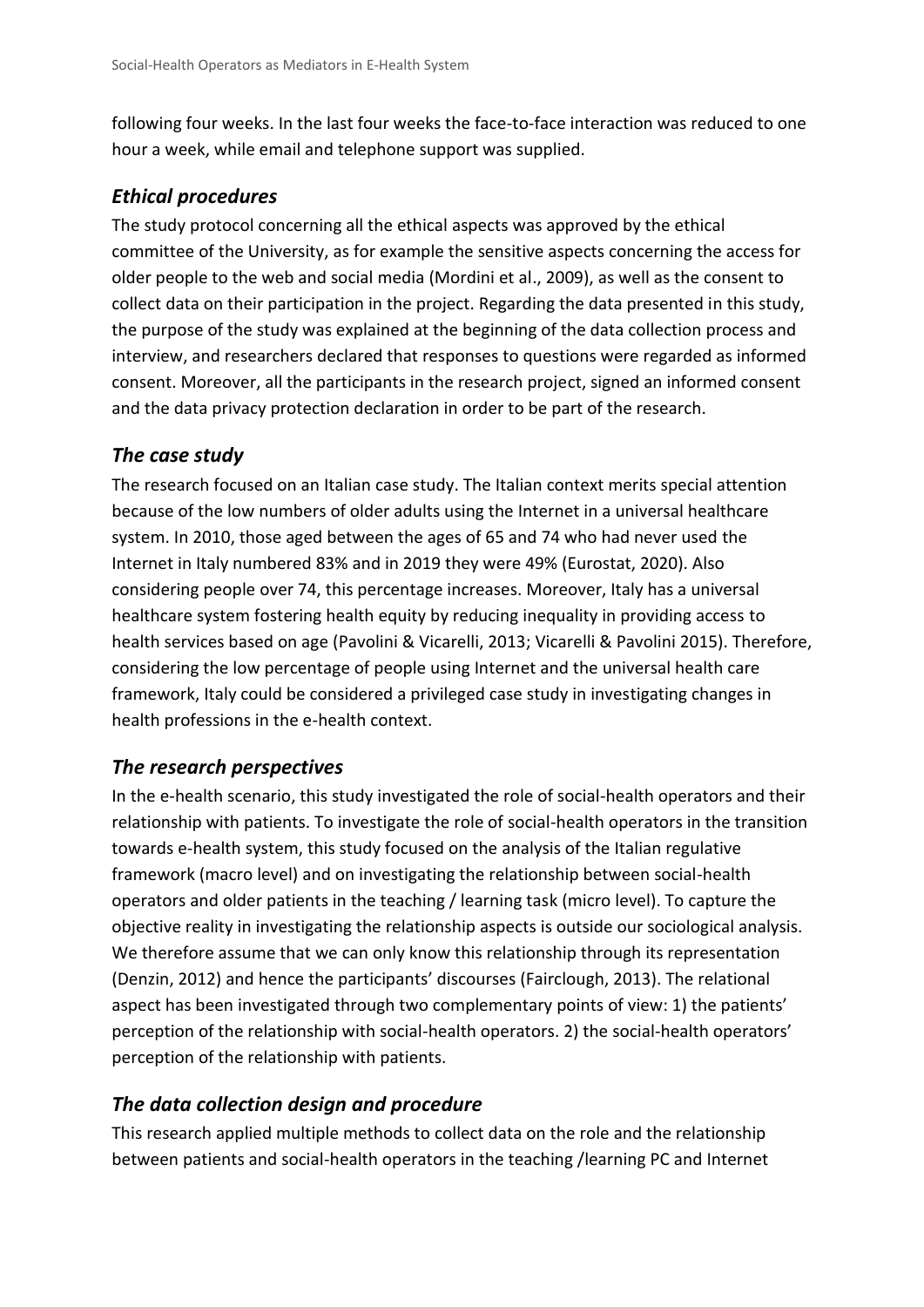following four weeks. In the last four weeks the face-to-face interaction was reduced to one hour a week, while email and telephone support was supplied.

### *Ethical procedures*

The study protocol concerning all the ethical aspects was approved by the ethical committee of the University, as for example the sensitive aspects concerning the access for older people to the web and social media (Mordini et al., 2009), as well as the consent to collect data on their participation in the project. Regarding the data presented in this study, the purpose of the study was explained at the beginning of the data collection process and interview, and researchers declared that responses to questions were regarded as informed consent. Moreover, all the participants in the research project, signed an informed consent and the data privacy protection declaration in order to be part of the research.

### *The case study*

The research focused on an Italian case study. The Italian context merits special attention because of the low numbers of older adults using the Internet in a universal healthcare system. In 2010, those aged between the ages of 65 and 74 who had never used the Internet in Italy numbered 83% and in 2019 they were 49% (Eurostat, 2020). Also considering people over 74, this percentage increases. Moreover, Italy has a universal healthcare system fostering health equity by reducing inequality in providing access to health services based on age (Pavolini & Vicarelli, 2013; Vicarelli & Pavolini 2015). Therefore, considering the low percentage of people using Internet and the universal health care framework, Italy could be considered a privileged case study in investigating changes in health professions in the e-health context.

### *The research perspectives*

In the e-health scenario, this study investigated the role of social-health operators and their relationship with patients. To investigate the role of social-health operators in the transition towards e-health system, this study focused on the analysis of the Italian regulative framework (macro level) and on investigating the relationship between social-health operators and older patients in the teaching / learning task (micro level). To capture the objective reality in investigating the relationship aspects is outside our sociological analysis. We therefore assume that we can only know this relationship through its representation (Denzin, 2012) and hence the participants' discourses (Fairclough, 2013). The relational aspect has been investigated through two complementary points of view: 1) the patients' perception of the relationship with social-health operators. 2) the social-health operators' perception of the relationship with patients.

### *The data collection design and procedure*

This research applied multiple methods to collect data on the role and the relationship between patients and social-health operators in the teaching /learning PC and Internet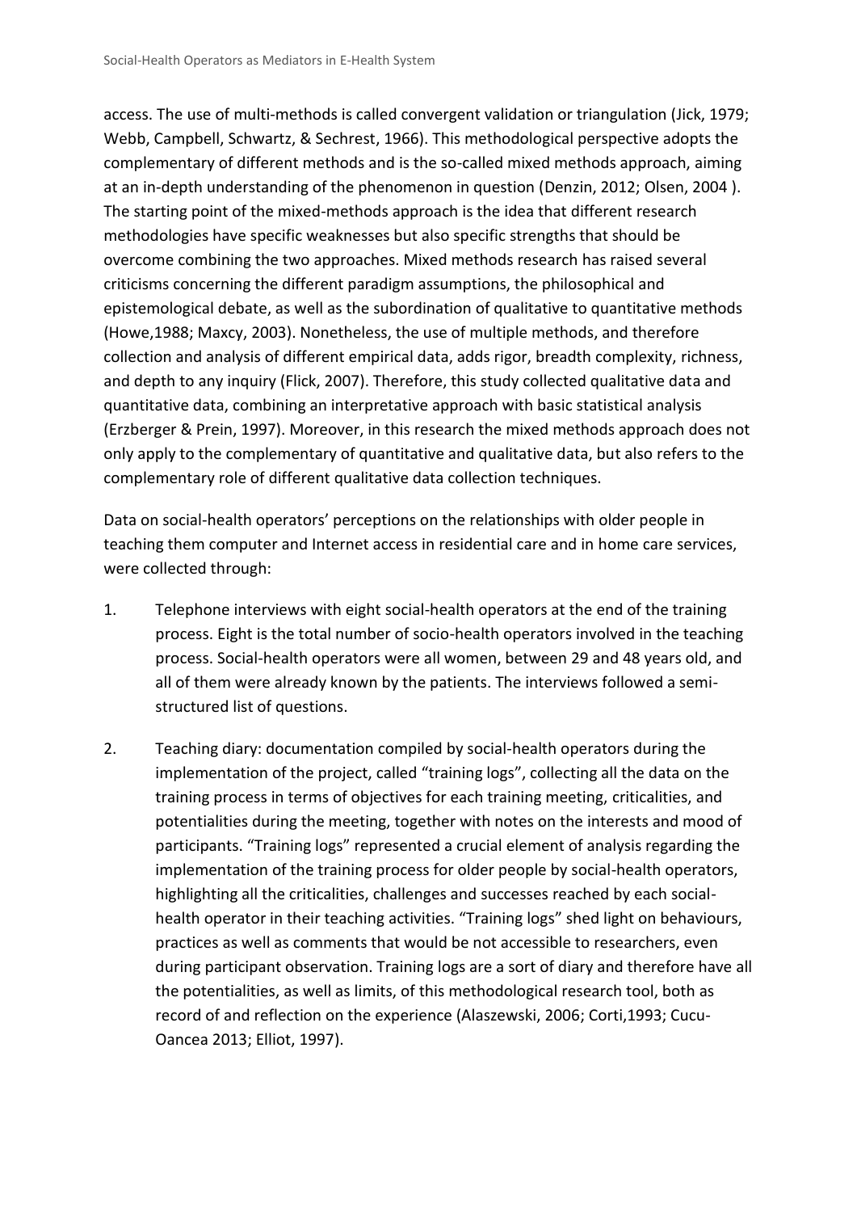access. The use of multi-methods is called convergent validation or triangulation (Jick, 1979; Webb, Campbell, Schwartz, & Sechrest, 1966). This methodological perspective adopts the complementary of different methods and is the so-called mixed methods approach, aiming at an in-depth understanding of the phenomenon in question (Denzin, 2012; Olsen, 2004 ). The starting point of the mixed-methods approach is the idea that different research methodologies have specific weaknesses but also specific strengths that should be overcome combining the two approaches. Mixed methods research has raised several criticisms concerning the different paradigm assumptions, the philosophical and epistemological debate, as well as the subordination of qualitative to quantitative methods (Howe,1988; Maxcy, 2003). Nonetheless, the use of multiple methods, and therefore collection and analysis of different empirical data, adds rigor, breadth complexity, richness, and depth to any inquiry (Flick, 2007). Therefore, this study collected qualitative data and quantitative data, combining an interpretative approach with basic statistical analysis (Erzberger & Prein, 1997). Moreover, in this research the mixed methods approach does not only apply to the complementary of quantitative and qualitative data, but also refers to the complementary role of different qualitative data collection techniques.

Data on social-health operators' perceptions on the relationships with older people in teaching them computer and Internet access in residential care and in home care services, were collected through:

1. Telephone interviews with eight social-health operators at the end of the training process. Eight is the total number of socio-health operators involved in the teaching process. Social-health operators were all women, between 29 and 48 years old, and all of them were already known by the patients. The interviews followed a semi-structured list of questions.
2. Teaching diary: documentation compiled by social-health operators during the implementation of the project, called "training logs", collecting all the data on the training process in terms of objectives for each training meeting, criticalities, and potentialities during the meeting, together with notes on the interests and mood of participants. "Training logs" represented a crucial element of analysis regarding the implementation of the training process for older people by social-health operators, highlighting all the criticalities, challenges and successes reached by each social-health operator in their teaching activities. "Training logs" shed light on behaviours, practices as well as comments that would be not accessible to researchers, even during participant observation. Training logs are a sort of diary and therefore have all the potentialities, as well as limits, of this methodological research tool, both as record of and reflection on the experience (Alaszewski, 2006; Corti,1993; Cucu-Oancea 2013; Elliot, 1997).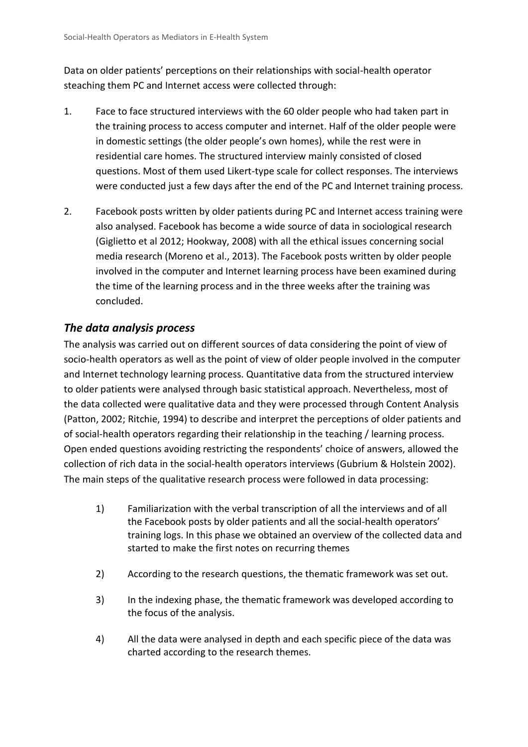Data on older patients' perceptions on their relationships with social-health operator steaching them PC and Internet access were collected through:

1. Face to face structured interviews with the 60 older people who had taken part in the training process to access computer and internet. Half of the older people were in domestic settings (the older people's own homes), while the rest were in residential care homes. The structured interview mainly consisted of closed questions. Most of them used Likert-type scale for collect responses. The interviews were conducted just a few days after the end of the PC and Internet training process.

2. Facebook posts written by older patients during PC and Internet access training were also analysed. Facebook has become a wide source of data in sociological research (Giglietto et al 2012; Hookway, 2008) with all the ethical issues concerning social media research (Moreno et al., 2013). The Facebook posts written by older people involved in the computer and Internet learning process have been examined during the time of the learning process and in the three weeks after the training was concluded.

### *The data analysis process*

The analysis was carried out on different sources of data considering the point of view of socio-health operators as well as the point of view of older people involved in the computer and Internet technology learning process. Quantitative data from the structured interview to older patients were analysed through basic statistical approach. Nevertheless, most of the data collected were qualitative data and they were processed through Content Analysis (Patton, 2002; Ritchie, 1994) to describe and interpret the perceptions of older patients and of social-health operators regarding their relationship in the teaching / learning process. Open ended questions avoiding restricting the respondents' choice of answers, allowed the collection of rich data in the social-health operators interviews (Gubrium & Holstein 2002). The main steps of the qualitative research process were followed in data processing:

1) Familiarization with the verbal transcription of all the interviews and of all the Facebook posts by older patients and all the social-health operators' training logs. In this phase we obtained an overview of the collected data and started to make the first notes on recurring themes

2) According to the research questions, the thematic framework was set out.

3) In the indexing phase, the thematic framework was developed according to the focus of the analysis.

4) All the data were analysed in depth and each specific piece of the data was charted according to the research themes.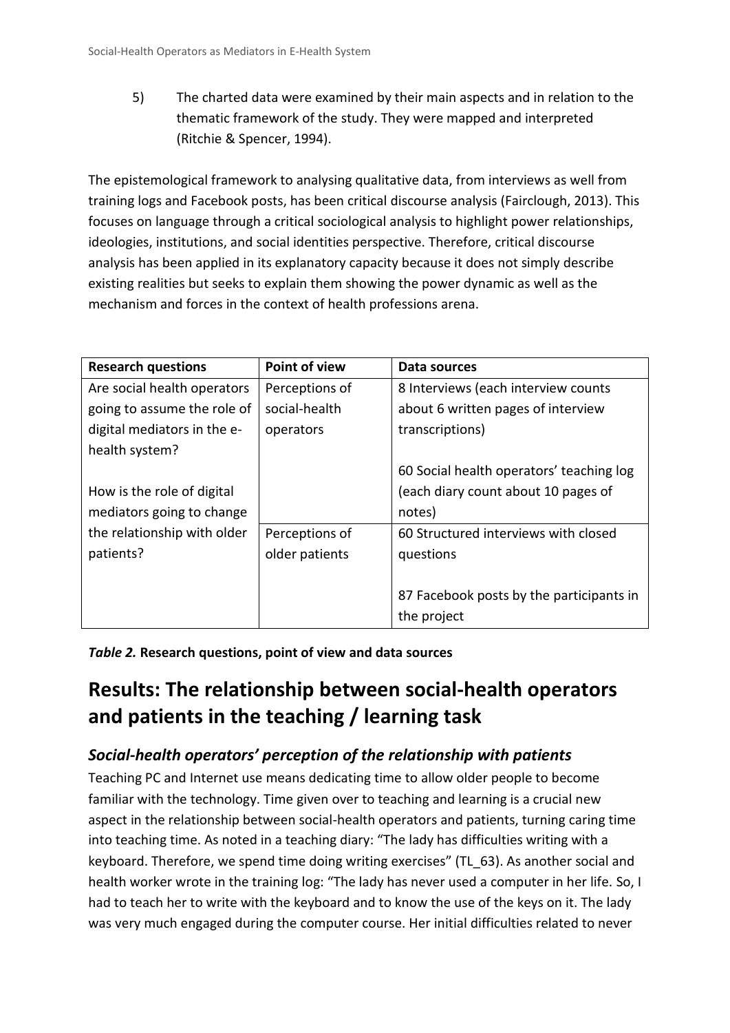5) The charted data were examined by their main aspects and in relation to the thematic framework of the study. They were mapped and interpreted (Ritchie & Spencer, 1994).

The epistemological framework to analysing qualitative data, from interviews as well from training logs and Facebook posts, has been critical discourse analysis (Fairclough, 2013). This focuses on language through a critical sociological analysis to highlight power relationships, ideologies, institutions, and social identities perspective. Therefore, critical discourse analysis has been applied in its explanatory capacity because it does not simply describe existing realities but seeks to explain them showing the power dynamic as well as the mechanism and forces in the context of health professions arena.

| Research questions | Point of view | Data sources |
|---|---|---|
| Are social health operators going to assume the role of digital mediators in the e-health system?<br><br>How is the role of digital mediators going to change the relationship with older patients? | Perceptions of social-health operators | 8 Interviews (each interview counts about 6 written pages of interview transcriptions)<br><br>60 Social health operators' teaching log (each diary count about 10 pages of notes) |
| | Perceptions of older patients | 60 Structured interviews with closed questions<br><br>87 Facebook posts by the participants in the project |

***Table 2.* Research questions, point of view and data sources**

# Results: The relationship between social-health operators and patients in the teaching / learning task

## *Social-health operators' perception of the relationship with patients*

Teaching PC and Internet use means dedicating time to allow older people to become familiar with the technology. Time given over to teaching and learning is a crucial new aspect in the relationship between social-health operators and patients, turning caring time into teaching time. As noted in a teaching diary: "The lady has difficulties writing with a keyboard. Therefore, we spend time doing writing exercises" (TL_63). As another social and health worker wrote in the training log: "The lady has never used a computer in her life. So, I had to teach her to write with the keyboard and to know the use of the keys on it. The lady was very much engaged during the computer course. Her initial difficulties related to never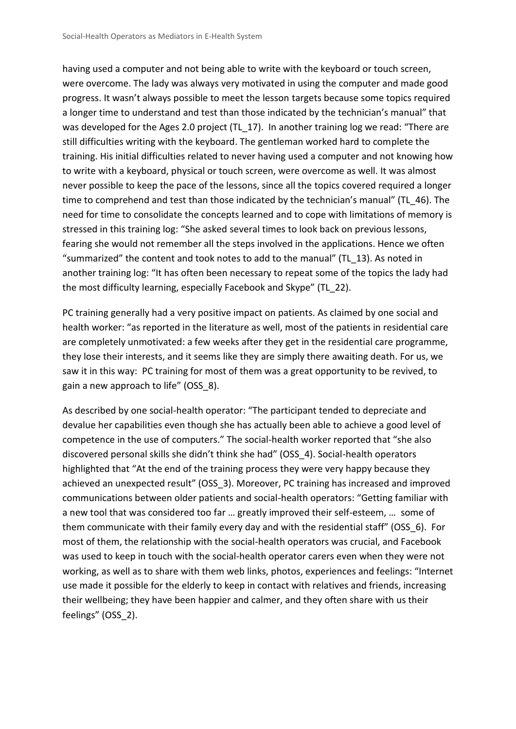having used a computer and not being able to write with the keyboard or touch screen, were overcome. The lady was always very motivated in using the computer and made good progress. It wasn't always possible to meet the lesson targets because some topics required a longer time to understand and test than those indicated by the technician's manual" that was developed for the Ages 2.0 project (TL_17). In another training log we read: "There are still difficulties writing with the keyboard. The gentleman worked hard to complete the training. His initial difficulties related to never having used a computer and not knowing how to write with a keyboard, physical or touch screen, were overcome as well. It was almost never possible to keep the pace of the lessons, since all the topics covered required a longer time to comprehend and test than those indicated by the technician's manual" (TL_46). The need for time to consolidate the concepts learned and to cope with limitations of memory is stressed in this training log: "She asked several times to look back on previous lessons, fearing she would not remember all the steps involved in the applications. Hence we often "summarized" the content and took notes to add to the manual" (TL_13). As noted in another training log: "It has often been necessary to repeat some of the topics the lady had the most difficulty learning, especially Facebook and Skype" (TL_22).

PC training generally had a very positive impact on patients. As claimed by one social and health worker: "as reported in the literature as well, most of the patients in residential care are completely unmotivated: a few weeks after they get in the residential care programme, they lose their interests, and it seems like they are simply there awaiting death. For us, we saw it in this way: PC training for most of them was a great opportunity to be revived, to gain a new approach to life" (OSS_8).

As described by one social-health operator: "The participant tended to depreciate and devalue her capabilities even though she has actually been able to achieve a good level of competence in the use of computers." The social-health worker reported that "she also discovered personal skills she didn't think she had" (OSS_4). Social-health operators highlighted that "At the end of the training process they were very happy because they achieved an unexpected result" (OSS_3). Moreover, PC training has increased and improved communications between older patients and social-health operators: "Getting familiar with a new tool that was considered too far … greatly improved their self-esteem, … some of them communicate with their family every day and with the residential staff" (OSS_6). For most of them, the relationship with the social-health operators was crucial, and Facebook was used to keep in touch with the social-health operator carers even when they were not working, as well as to share with them web links, photos, experiences and feelings: "Internet use made it possible for the elderly to keep in contact with relatives and friends, increasing their wellbeing; they have been happier and calmer, and they often share with us their feelings" (OSS_2).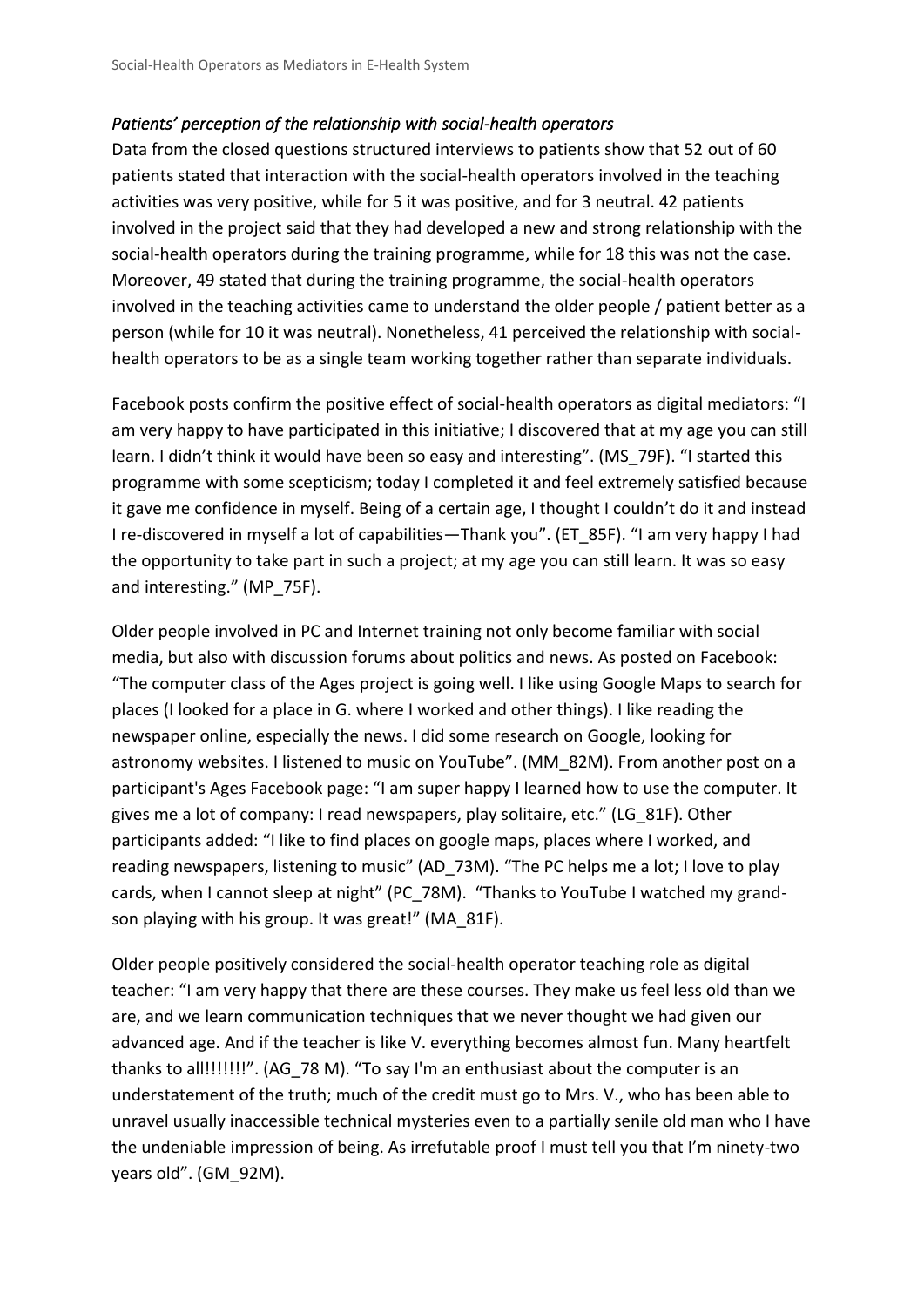*Patients' perception of the relationship with social-health operators*

Data from the closed questions structured interviews to patients show that 52 out of 60 patients stated that interaction with the social-health operators involved in the teaching activities was very positive, while for 5 it was positive, and for 3 neutral. 42 patients involved in the project said that they had developed a new and strong relationship with the social-health operators during the training programme, while for 18 this was not the case. Moreover, 49 stated that during the training programme, the social-health operators involved in the teaching activities came to understand the older people / patient better as a person (while for 10 it was neutral). Nonetheless, 41 perceived the relationship with social-health operators to be as a single team working together rather than separate individuals.

Facebook posts confirm the positive effect of social-health operators as digital mediators: "I am very happy to have participated in this initiative; I discovered that at my age you can still learn. I didn't think it would have been so easy and interesting". (MS_79F). "I started this programme with some scepticism; today I completed it and feel extremely satisfied because it gave me confidence in myself. Being of a certain age, I thought I couldn't do it and instead I re-discovered in myself a lot of capabilities—Thank you". (ET_85F). "I am very happy I had the opportunity to take part in such a project; at my age you can still learn. It was so easy and interesting." (MP_75F).

Older people involved in PC and Internet training not only become familiar with social media, but also with discussion forums about politics and news. As posted on Facebook: "The computer class of the Ages project is going well. I like using Google Maps to search for places (I looked for a place in G. where I worked and other things). I like reading the newspaper online, especially the news. I did some research on Google, looking for astronomy websites. I listened to music on YouTube". (MM_82M). From another post on a participant's Ages Facebook page: "I am super happy I learned how to use the computer. It gives me a lot of company: I read newspapers, play solitaire, etc." (LG_81F). Other participants added: "I like to find places on google maps, places where I worked, and reading newspapers, listening to music" (AD_73M). "The PC helps me a lot; I love to play cards, when I cannot sleep at night" (PC_78M). "Thanks to YouTube I watched my grand-son playing with his group. It was great!" (MA_81F).

Older people positively considered the social-health operator teaching role as digital teacher: "I am very happy that there are these courses. They make us feel less old than we are, and we learn communication techniques that we never thought we had given our advanced age. And if the teacher is like V. everything becomes almost fun. Many heartfelt thanks to all!!!!!!!". (AG_78 M). "To say I'm an enthusiast about the computer is an understatement of the truth; much of the credit must go to Mrs. V., who has been able to unravel usually inaccessible technical mysteries even to a partially senile old man who I have the undeniable impression of being. As irrefutable proof I must tell you that I'm ninety-two years old". (GM_92M).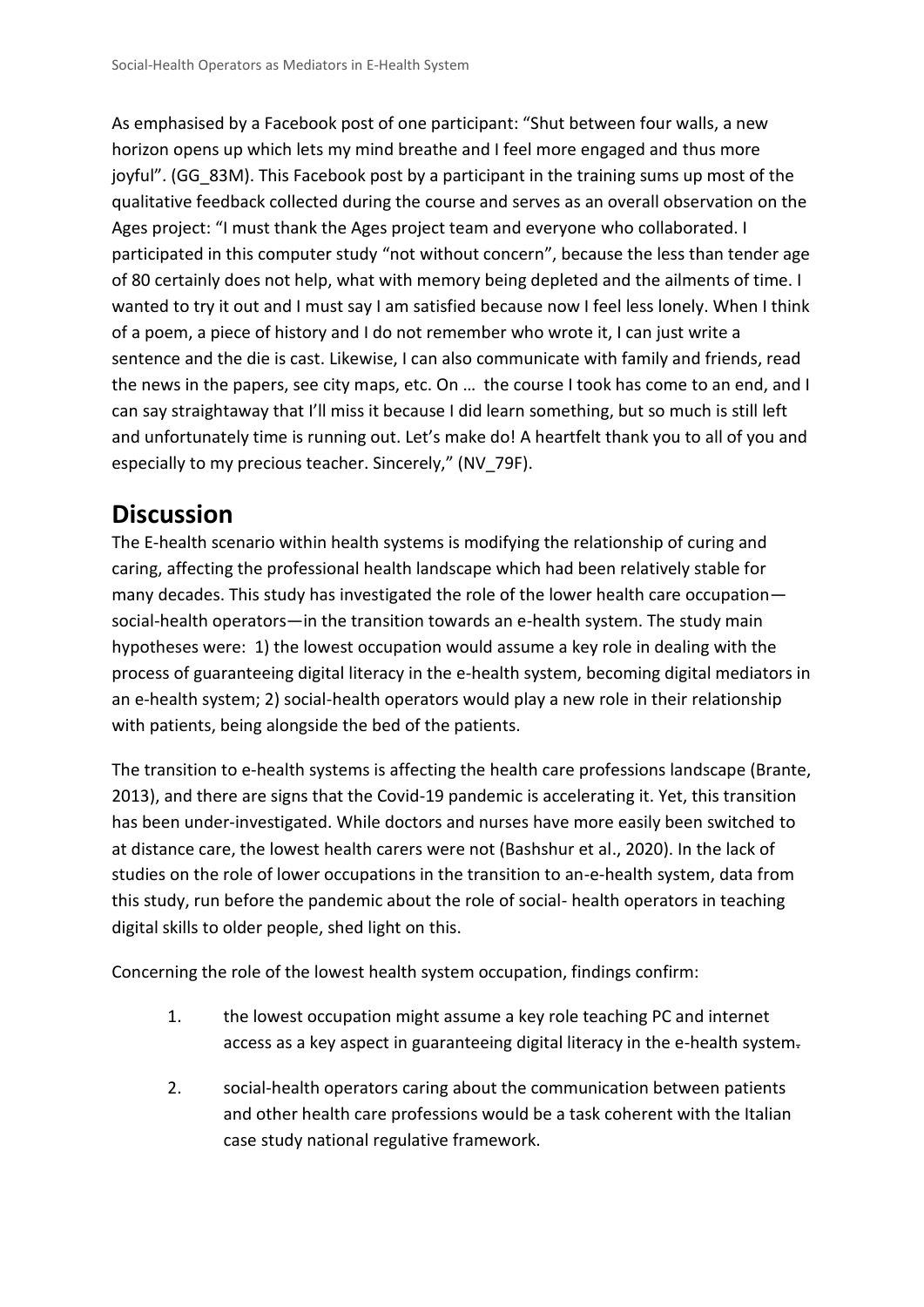As emphasised by a Facebook post of one participant: “Shut between four walls, a new horizon opens up which lets my mind breathe and I feel more engaged and thus more joyful”. (GG_83M). This Facebook post by a participant in the training sums up most of the qualitative feedback collected during the course and serves as an overall observation on the Ages project: “I must thank the Ages project team and everyone who collaborated. I participated in this computer study “not without concern”, because the less than tender age of 80 certainly does not help, what with memory being depleted and the ailments of time. I wanted to try it out and I must say I am satisfied because now I feel less lonely. When I think of a poem, a piece of history and I do not remember who wrote it, I can just write a sentence and the die is cast. Likewise, I can also communicate with family and friends, read the news in the papers, see city maps, etc. On … the course I took has come to an end, and I can say straightaway that I’ll miss it because I did learn something, but so much is still left and unfortunately time is running out. Let’s make do! A heartfelt thank you to all of you and especially to my precious teacher. Sincerely,” (NV_79F).

# Discussion

The E-health scenario within health systems is modifying the relationship of curing and caring, affecting the professional health landscape which had been relatively stable for many decades. This study has investigated the role of the lower health care occupation—social-health operators—in the transition towards an e-health system. The study main hypotheses were: 1) the lowest occupation would assume a key role in dealing with the process of guaranteeing digital literacy in the e-health system, becoming digital mediators in an e-health system; 2) social-health operators would play a new role in their relationship with patients, being alongside the bed of the patients.

The transition to e-health systems is affecting the health care professions landscape (Brante, 2013), and there are signs that the Covid-19 pandemic is accelerating it. Yet, this transition has been under-investigated. While doctors and nurses have more easily been switched to at distance care, the lowest health carers were not (Bashshur et al., 2020). In the lack of studies on the role of lower occupations in the transition to an-e-health system, data from this study, run before the pandemic about the role of social- health operators in teaching digital skills to older people, shed light on this.

Concerning the role of the lowest health system occupation, findings confirm:

1. the lowest occupation might assume a key role teaching PC and internet access as a key aspect in guaranteeing digital literacy in the e-health system.
2. social-health operators caring about the communication between patients and other health care professions would be a task coherent with the Italian case study national regulative framework.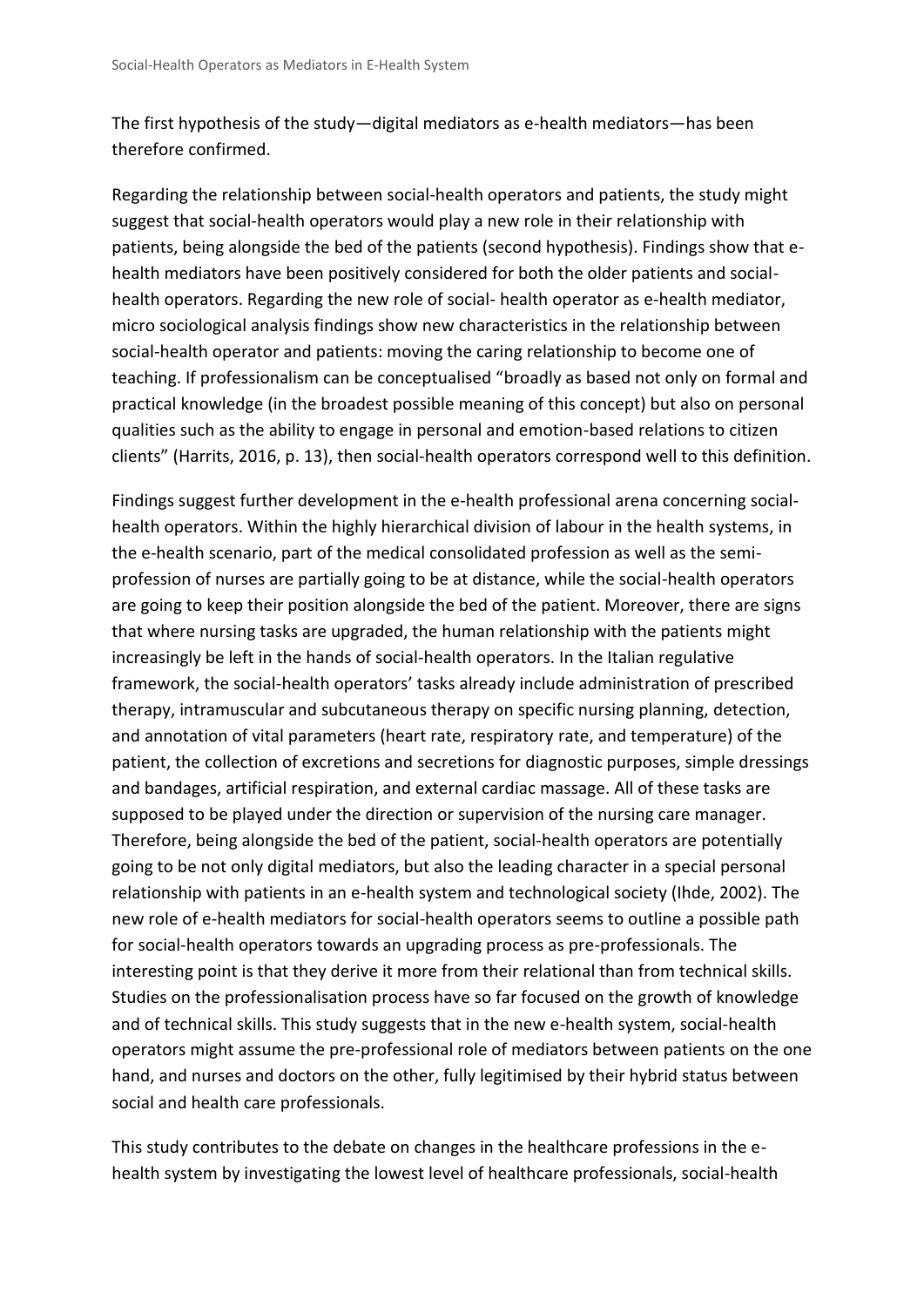The first hypothesis of the study—digital mediators as e-health mediators—has been therefore confirmed.

Regarding the relationship between social-health operators and patients, the study might suggest that social-health operators would play a new role in their relationship with patients, being alongside the bed of the patients (second hypothesis). Findings show that e-health mediators have been positively considered for both the older patients and social-health operators. Regarding the new role of social- health operator as e-health mediator, micro sociological analysis findings show new characteristics in the relationship between social-health operator and patients: moving the caring relationship to become one of teaching. If professionalism can be conceptualised “broadly as based not only on formal and practical knowledge (in the broadest possible meaning of this concept) but also on personal qualities such as the ability to engage in personal and emotion-based relations to citizen clients” (Harrits, 2016, p. 13), then social-health operators correspond well to this definition.

Findings suggest further development in the e-health professional arena concerning social-health operators. Within the highly hierarchical division of labour in the health systems, in the e-health scenario, part of the medical consolidated profession as well as the semi-profession of nurses are partially going to be at distance, while the social-health operators are going to keep their position alongside the bed of the patient. Moreover, there are signs that where nursing tasks are upgraded, the human relationship with the patients might increasingly be left in the hands of social-health operators. In the Italian regulative framework, the social-health operators’ tasks already include administration of prescribed therapy, intramuscular and subcutaneous therapy on specific nursing planning, detection, and annotation of vital parameters (heart rate, respiratory rate, and temperature) of the patient, the collection of excretions and secretions for diagnostic purposes, simple dressings and bandages, artificial respiration, and external cardiac massage. All of these tasks are supposed to be played under the direction or supervision of the nursing care manager. Therefore, being alongside the bed of the patient, social-health operators are potentially going to be not only digital mediators, but also the leading character in a special personal relationship with patients in an e-health system and technological society (Ihde, 2002). The new role of e-health mediators for social-health operators seems to outline a possible path for social-health operators towards an upgrading process as pre-professionals. The interesting point is that they derive it more from their relational than from technical skills. Studies on the professionalisation process have so far focused on the growth of knowledge and of technical skills. This study suggests that in the new e-health system, social-health operators might assume the pre-professional role of mediators between patients on the one hand, and nurses and doctors on the other, fully legitimised by their hybrid status between social and health care professionals.

This study contributes to the debate on changes in the healthcare professions in the e-health system by investigating the lowest level of healthcare professionals, social-health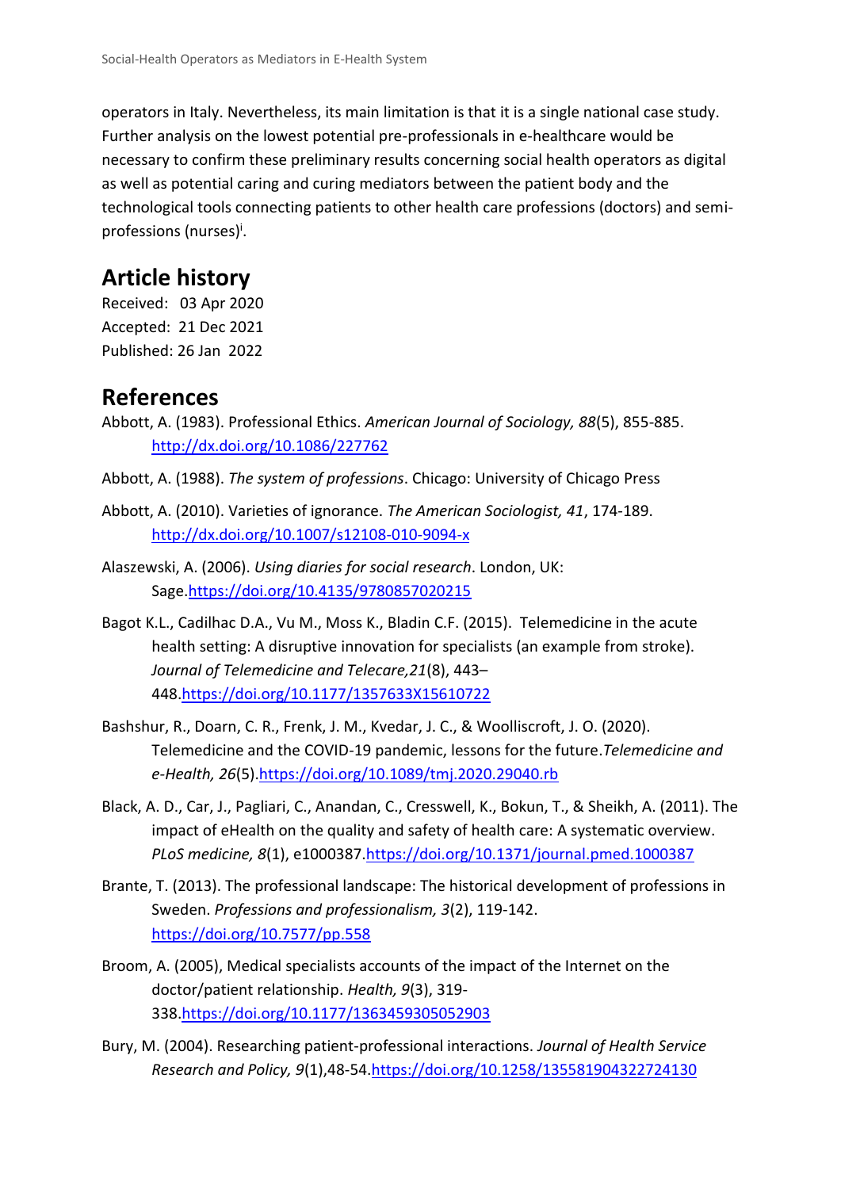operators in Italy. Nevertheless, its main limitation is that it is a single national case study. Further analysis on the lowest potential pre-professionals in e-healthcare would be necessary to confirm these preliminary results concerning social health operators as digital as well as potential caring and curing mediators between the patient body and the technological tools connecting patients to other health care professions (doctors) and semi-professions (nurses)[i].

## Article history

Received: 03 Apr 2020
Accepted: 21 Dec 2021
Published: 26 Jan 2022

## References

Abbott, A. (1983). Professional Ethics. *American Journal of Sociology, 88*(5), 855-885. http://dx.doi.org/10.1086/227762

Abbott, A. (1988). *The system of professions*. Chicago: University of Chicago Press

Abbott, A. (2010). Varieties of ignorance. *The American Sociologist, 41*, 174-189. http://dx.doi.org/10.1007/s12108-010-9094-x

Alaszewski, A. (2006). *Using diaries for social research*. London, UK: Sage.https://doi.org/10.4135/9780857020215

Bagot K.L., Cadilhac D.A., Vu M., Moss K., Bladin C.F. (2015). Telemedicine in the acute health setting: A disruptive innovation for specialists (an example from stroke). *Journal of Telemedicine and Telecare,21*(8), 443–448.https://doi.org/10.1177/1357633X15610722

Bashshur, R., Doarn, C. R., Frenk, J. M., Kvedar, J. C., & Woolliscroft, J. O. (2020). Telemedicine and the COVID-19 pandemic, lessons for the future.*Telemedicine and e-Health, 26*(5).https://doi.org/10.1089/tmj.2020.29040.rb

Black, A. D., Car, J., Pagliari, C., Anandan, C., Cresswell, K., Bokun, T., & Sheikh, A. (2011). The impact of eHealth on the quality and safety of health care: A systematic overview. *PLoS medicine, 8*(1), e1000387.https://doi.org/10.1371/journal.pmed.1000387

Brante, T. (2013). The professional landscape: The historical development of professions in Sweden. *Professions and professionalism, 3*(2), 119-142. https://doi.org/10.7577/pp.558

Broom, A. (2005), Medical specialists accounts of the impact of the Internet on the doctor/patient relationship. *Health, 9*(3), 319-338.https://doi.org/10.1177/1363459305052903

Bury, M. (2004). Researching patient-professional interactions. *Journal of Health Service Research and Policy, 9*(1),48-54.https://doi.org/10.1258/135581904322724130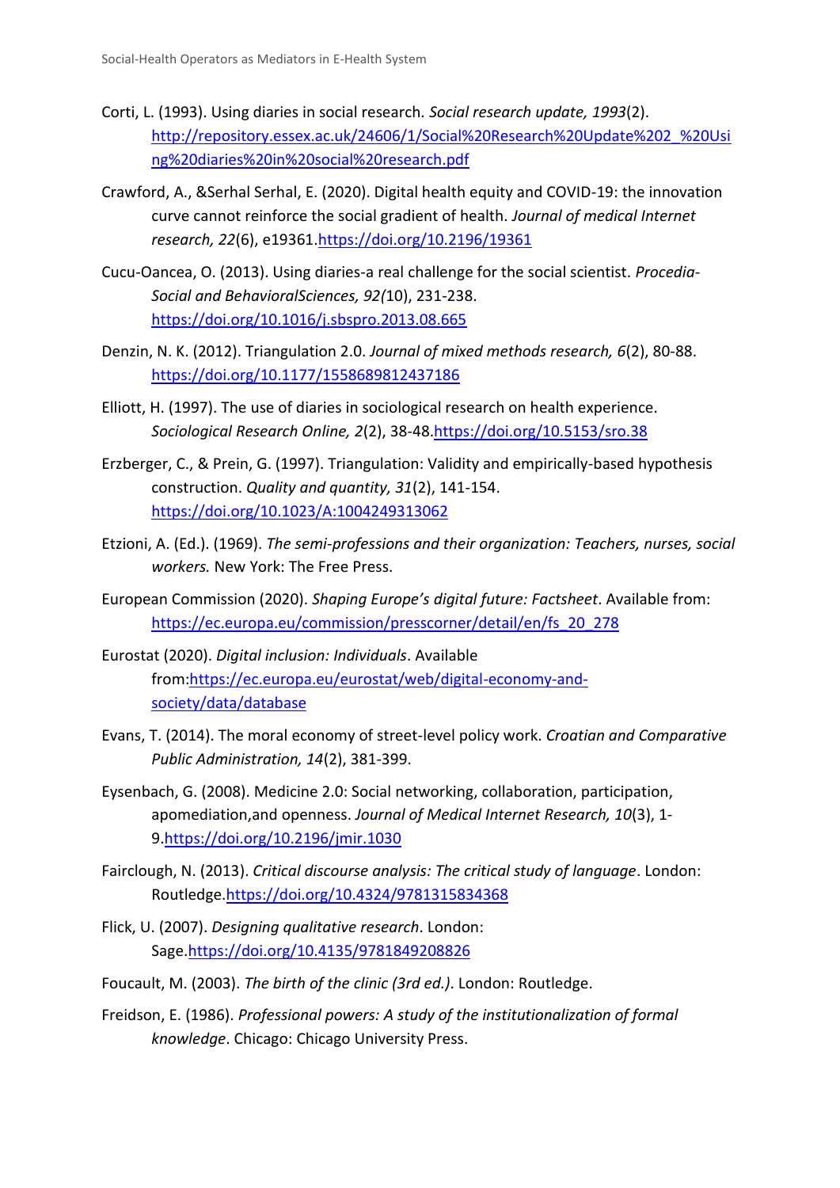Corti, L. (1993). Using diaries in social research. *Social research update, 1993*(2). http://repository.essex.ac.uk/24606/1/Social%20Research%20Update%202_%20Using%20diaries%20in%20social%20research.pdf

Crawford, A., &Serhal Serhal, E. (2020). Digital health equity and COVID-19: the innovation curve cannot reinforce the social gradient of health. *Journal of medical Internet research, 22*(6), e19361.https://doi.org/10.2196/19361

Cucu-Oancea, O. (2013). Using diaries-a real challenge for the social scientist. *Procedia-Social and BehavioralSciences, 92(*10), 231-238. https://doi.org/10.1016/j.sbspro.2013.08.665

Denzin, N. K. (2012). Triangulation 2.0. *Journal of mixed methods research, 6*(2), 80-88. https://doi.org/10.1177/1558689812437186

Elliott, H. (1997). The use of diaries in sociological research on health experience. *Sociological Research Online, 2*(2), 38-48.https://doi.org/10.5153/sro.38

Erzberger, C., & Prein, G. (1997). Triangulation: Validity and empirically-based hypothesis construction. *Quality and quantity, 31*(2), 141-154. https://doi.org/10.1023/A:1004249313062

Etzioni, A. (Ed.). (1969). *The semi-professions and their organization: Teachers, nurses, social workers.* New York: The Free Press.

European Commission (2020). *Shaping Europe's digital future: Factsheet*. Available from: https://ec.europa.eu/commission/presscorner/detail/en/fs_20_278

Eurostat (2020). *Digital inclusion: Individuals*. Available from:https://ec.europa.eu/eurostat/web/digital-economy-and-society/data/database

Evans, T. (2014). The moral economy of street-level policy work. *Croatian and Comparative Public Administration, 14*(2), 381-399.

Eysenbach, G. (2008). Medicine 2.0: Social networking, collaboration, participation, apomediation,and openness. *Journal of Medical Internet Research, 10*(3), 1-9.https://doi.org/10.2196/jmir.1030

Fairclough, N. (2013). *Critical discourse analysis: The critical study of language*. London: Routledge.https://doi.org/10.4324/9781315834368

Flick, U. (2007). *Designing qualitative research*. London: Sage.https://doi.org/10.4135/9781849208826

Foucault, M. (2003). *The birth of the clinic (3rd ed.)*. London: Routledge.

Freidson, E. (1986). *Professional powers: A study of the institutionalization of formal knowledge*. Chicago: Chicago University Press.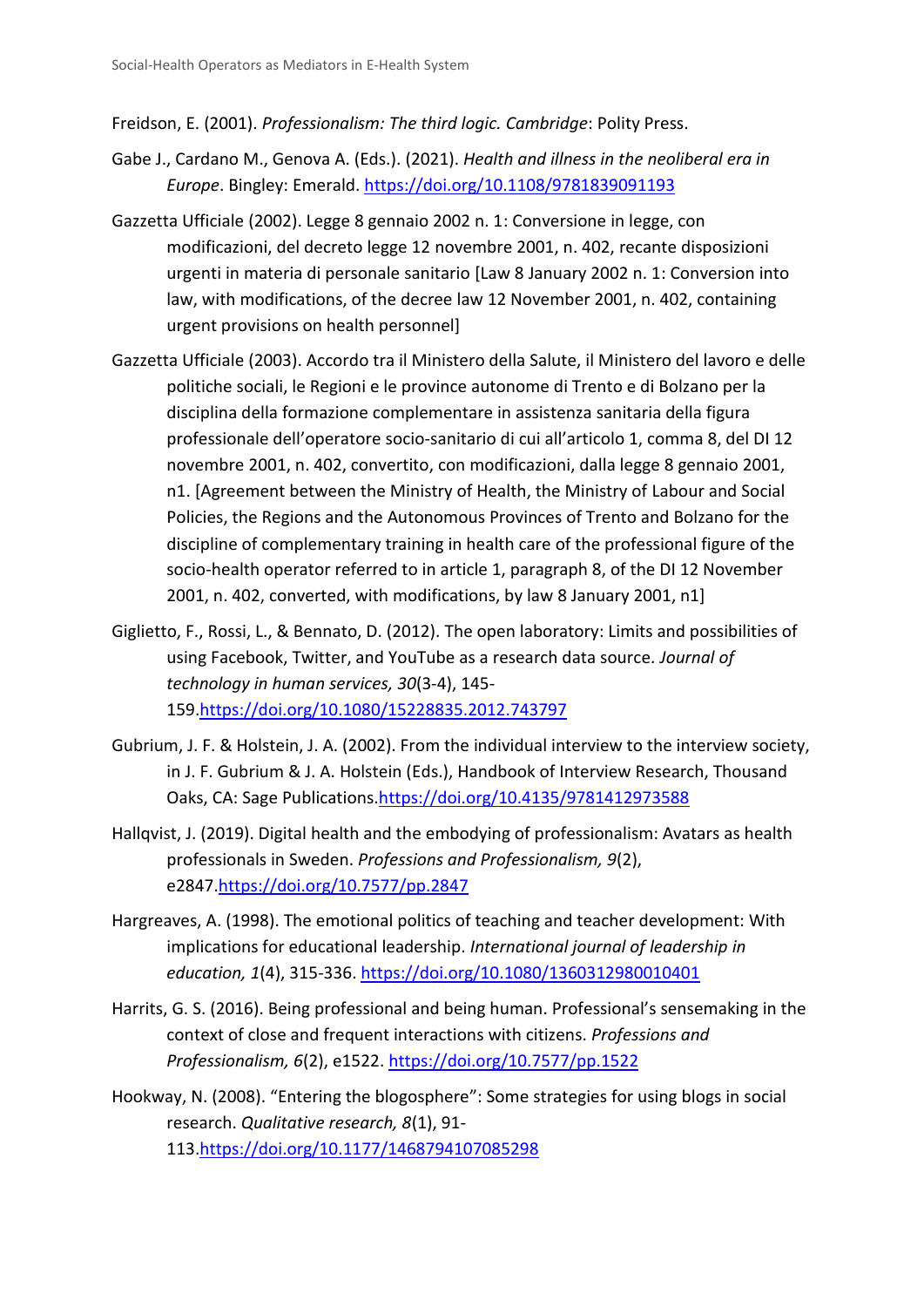Freidson, E. (2001). *Professionalism: The third logic. Cambridge*: Polity Press.

Gabe J., Cardano M., Genova A. (Eds.). (2021). *Health and illness in the neoliberal era in Europe*. Bingley: Emerald. https://doi.org/10.1108/9781839091193

Gazzetta Ufficiale (2002). Legge 8 gennaio 2002 n. 1: Conversione in legge, con modificazioni, del decreto legge 12 novembre 2001, n. 402, recante disposizioni urgenti in materia di personale sanitario [Law 8 January 2002 n. 1: Conversion into law, with modifications, of the decree law 12 November 2001, n. 402, containing urgent provisions on health personnel]

Gazzetta Ufficiale (2003). Accordo tra il Ministero della Salute, il Ministero del lavoro e delle politiche sociali, le Regioni e le province autonome di Trento e di Bolzano per la disciplina della formazione complementare in assistenza sanitaria della figura professionale dell'operatore socio-sanitario di cui all'articolo 1, comma 8, del Dl 12 novembre 2001, n. 402, convertito, con modificazioni, dalla legge 8 gennaio 2001, n1. [Agreement between the Ministry of Health, the Ministry of Labour and Social Policies, the Regions and the Autonomous Provinces of Trento and Bolzano for the discipline of complementary training in health care of the professional figure of the socio-health operator referred to in article 1, paragraph 8, of the Dl 12 November 2001, n. 402, converted, with modifications, by law 8 January 2001, n1]

Giglietto, F., Rossi, L., & Bennato, D. (2012). The open laboratory: Limits and possibilities of using Facebook, Twitter, and YouTube as a research data source*. Journal of technology in human services, 30*(3-4), 145-159.https://doi.org/10.1080/15228835.2012.743797

Gubrium, J. F. & Holstein, J. A. (2002). From the individual interview to the interview society, in J. F. Gubrium & J. A. Holstein (Eds.), Handbook of Interview Research, Thousand Oaks, CA: Sage Publications.https://doi.org/10.4135/9781412973588

Hallqvist, J. (2019). Digital health and the embodying of professionalism: Avatars as health professionals in Sweden. *Professions and Professionalism, 9*(2), e2847.https://doi.org/10.7577/pp.2847

Hargreaves, A. (1998). The emotional politics of teaching and teacher development: With implications for educational leadership. *International journal of leadership in education, 1*(4), 315-336. https://doi.org/10.1080/1360312980010401

Harrits, G. S. (2016). Being professional and being human. Professional's sensemaking in the context of close and frequent interactions with citizens. *Professions and Professionalism, 6*(2), e1522. https://doi.org/10.7577/pp.1522

Hookway, N. (2008). "Entering the blogosphere": Some strategies for using blogs in social research. *Qualitative research, 8*(1), 91-113.https://doi.org/10.1177/1468794107085298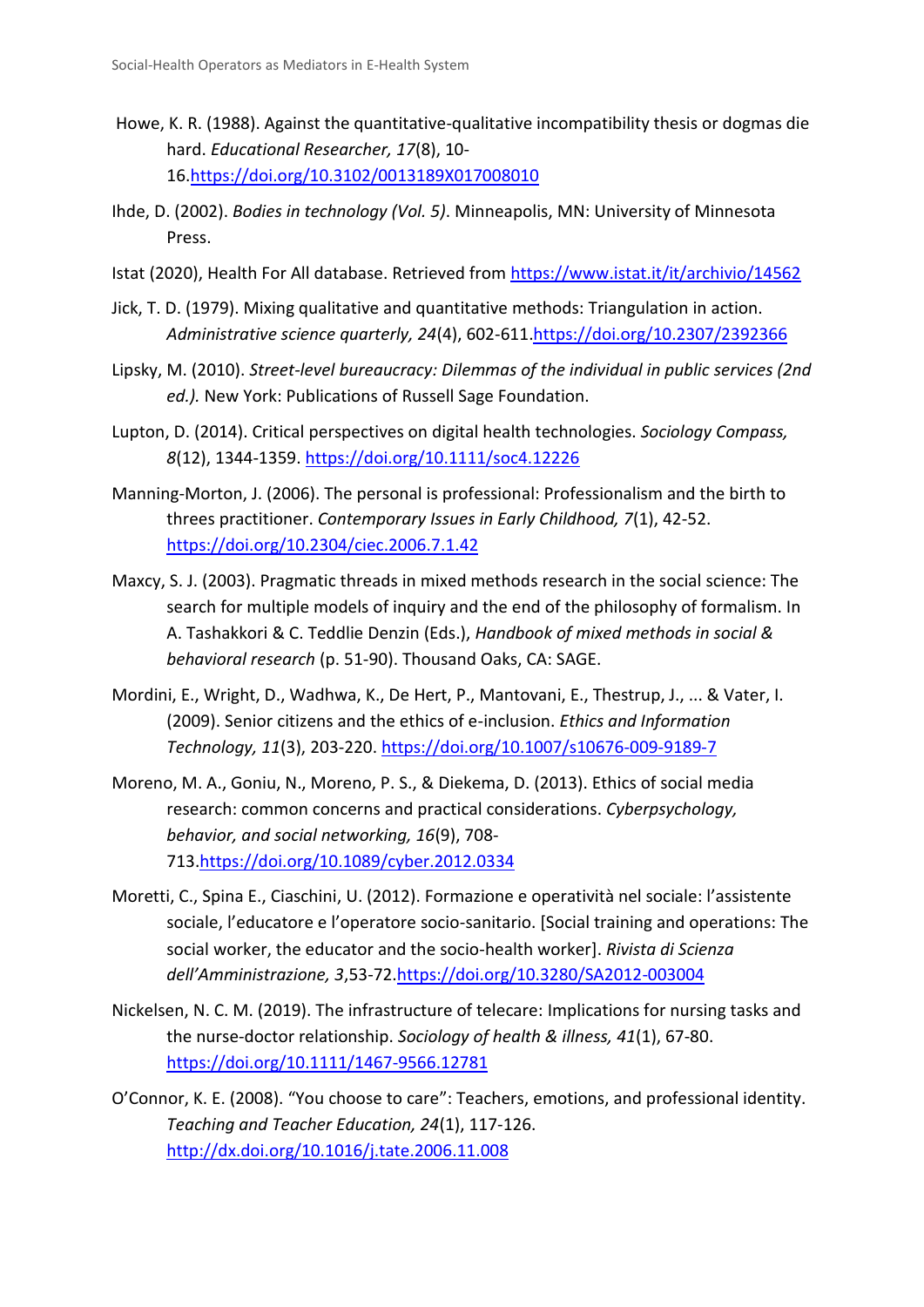Howe, K. R. (1988). Against the quantitative-qualitative incompatibility thesis or dogmas die hard. *Educational Researcher, 17*(8), 10-16.https://doi.org/10.3102/0013189X017008010

Ihde, D. (2002). *Bodies in technology (Vol. 5)*. Minneapolis, MN: University of Minnesota Press.

Istat (2020), Health For All database. Retrieved from https://www.istat.it/it/archivio/14562

Jick, T. D. (1979). Mixing qualitative and quantitative methods: Triangulation in action. *Administrative science quarterly, 24*(4), 602-611.https://doi.org/10.2307/2392366

Lipsky, M. (2010). *Street-level bureaucracy: Dilemmas of the individual in public services (2nd ed.).* New York: Publications of Russell Sage Foundation.

Lupton, D. (2014). Critical perspectives on digital health technologies. *Sociology Compass, 8*(12), 1344-1359. https://doi.org/10.1111/soc4.12226

Manning-Morton, J. (2006). The personal is professional: Professionalism and the birth to threes practitioner. *Contemporary Issues in Early Childhood, 7*(1), 42-52. https://doi.org/10.2304/ciec.2006.7.1.42

Maxcy, S. J. (2003). Pragmatic threads in mixed methods research in the social science: The search for multiple models of inquiry and the end of the philosophy of formalism. In A. Tashakkori & C. Teddlie Denzin (Eds.), *Handbook of mixed methods in social & behavioral research* (p. 51-90). Thousand Oaks, CA: SAGE.

Mordini, E., Wright, D., Wadhwa, K., De Hert, P., Mantovani, E., Thestrup, J., ... & Vater, I. (2009). Senior citizens and the ethics of e-inclusion. *Ethics and Information Technology, 11*(3), 203-220. https://doi.org/10.1007/s10676-009-9189-7

Moreno, M. A., Goniu, N., Moreno, P. S., & Diekema, D. (2013). Ethics of social media research: common concerns and practical considerations. *Cyberpsychology, behavior, and social networking, 16*(9), 708-713.https://doi.org/10.1089/cyber.2012.0334

Moretti, C., Spina E., Ciaschini, U. (2012). Formazione e operatività nel sociale: l'assistente sociale, l'educatore e l'operatore socio-sanitario. [Social training and operations: The social worker, the educator and the socio-health worker]. *Rivista di Scienza dell'Amministrazione, 3*,53-72.https://doi.org/10.3280/SA2012-003004

Nickelsen, N. C. M. (2019). The infrastructure of telecare: Implications for nursing tasks and the nurse-doctor relationship. *Sociology of health & illness, 41*(1), 67-80. https://doi.org/10.1111/1467-9566.12781

O'Connor, K. E. (2008). "You choose to care": Teachers, emotions, and professional identity. *Teaching and Teacher Education, 24*(1), 117-126. http://dx.doi.org/10.1016/j.tate.2006.11.008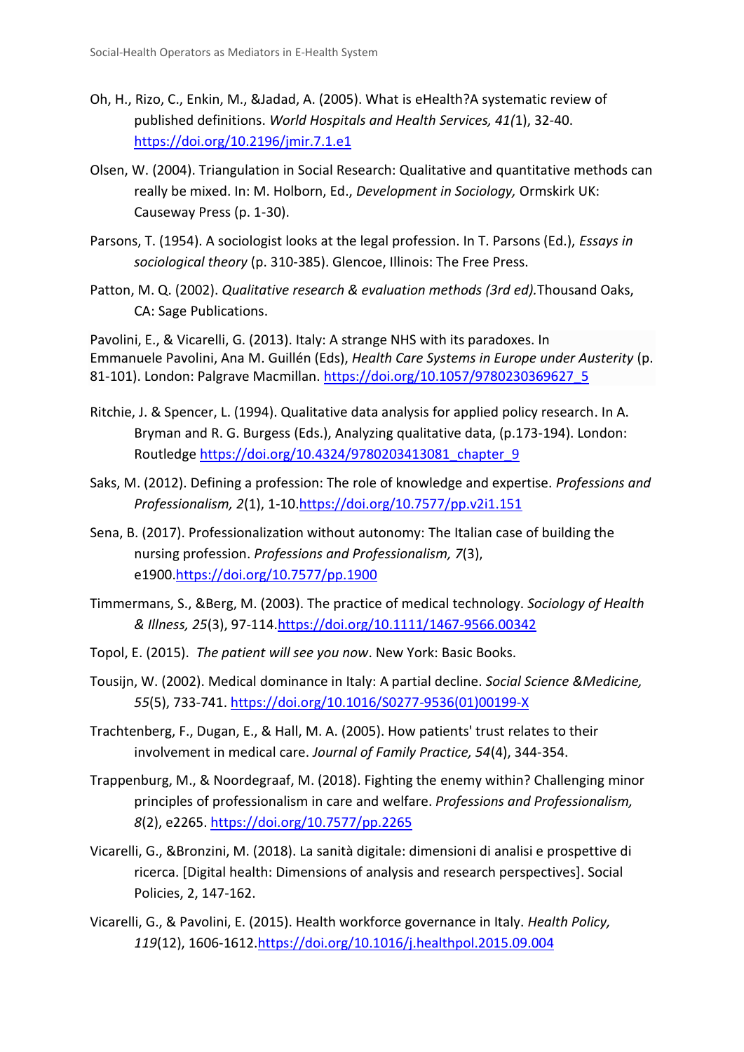Oh, H., Rizo, C., Enkin, M., &Jadad, A. (2005). What is eHealth?A systematic review of published definitions. *World Hospitals and Health Services, 41(*1), 32-40. https://doi.org/10.2196/jmir.7.1.e1

Olsen, W. (2004). Triangulation in Social Research: Qualitative and quantitative methods can really be mixed. In: M. Holborn, Ed., *Development in Sociology,* Ormskirk UK: Causeway Press (p. 1-30).

Parsons, T. (1954). A sociologist looks at the legal profession. In T. Parsons (Ed.), *Essays in sociological theory* (p. 310-385). Glencoe, Illinois: The Free Press.

Patton, M. Q. (2002). *Qualitative research & evaluation methods (3rd ed).*Thousand Oaks, CA: Sage Publications.

Pavolini, E., & Vicarelli, G. (2013). Italy: A strange NHS with its paradoxes. In Emmanuele Pavolini, Ana M. Guillén (Eds), *Health Care Systems in Europe under Austerity* (p. 81-101). London: Palgrave Macmillan. https://doi.org/10.1057/9780230369627_5

Ritchie, J. & Spencer, L. (1994). Qualitative data analysis for applied policy research. In A. Bryman and R. G. Burgess (Eds.), Analyzing qualitative data, (p.173-194). London: Routledge https://doi.org/10.4324/9780203413081_chapter_9

Saks, M. (2012). Defining a profession: The role of knowledge and expertise. *Professions and Professionalism, 2*(1), 1-10.https://doi.org/10.7577/pp.v2i1.151

Sena, B. (2017). Professionalization without autonomy: The Italian case of building the nursing profession. *Professions and Professionalism, 7*(3), e1900.https://doi.org/10.7577/pp.1900

Timmermans, S., &Berg, M. (2003). The practice of medical technology. *Sociology of Health & Illness, 25*(3), 97-114.https://doi.org/10.1111/1467-9566.00342

Topol, E. (2015). *The patient will see you now*. New York: Basic Books.

Tousijn, W. (2002). Medical dominance in Italy: A partial decline. *Social Science &Medicine, 55*(5), 733-741. https://doi.org/10.1016/S0277-9536(01)00199-X

Trachtenberg, F., Dugan, E., & Hall, M. A. (2005). How patients' trust relates to their involvement in medical care. *Journal of Family Practice, 54*(4), 344-354.

Trappenburg, M., & Noordegraaf, M. (2018). Fighting the enemy within? Challenging minor principles of professionalism in care and welfare. *Professions and Professionalism, 8*(2), e2265. https://doi.org/10.7577/pp.2265

Vicarelli, G., &Bronzini, M. (2018). La sanità digitale: dimensioni di analisi e prospettive di ricerca. [Digital health: Dimensions of analysis and research perspectives]. Social Policies, 2, 147-162.

Vicarelli, G., & Pavolini, E. (2015). Health workforce governance in Italy. *Health Policy, 119*(12), 1606-1612.https://doi.org/10.1016/j.healthpol.2015.09.004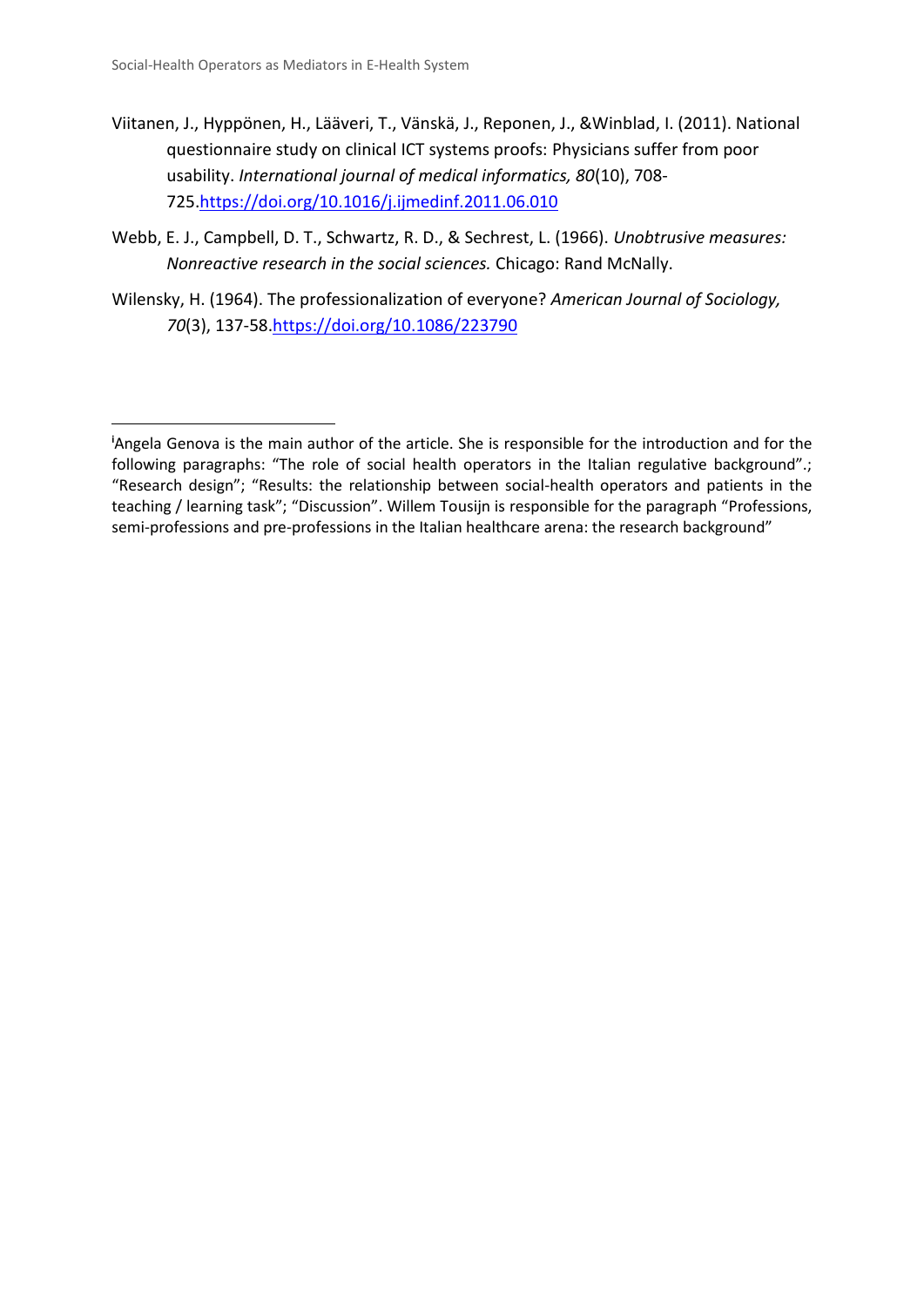Viitanen, J., Hyppönen, H., Lääveri, T., Vänskä, J., Reponen, J., &Winblad, I. (2011). National questionnaire study on clinical ICT systems proofs: Physicians suffer from poor usability. *International journal of medical informatics, 80*(10), 708-725.https://doi.org/10.1016/j.ijmedinf.2011.06.010

Webb, E. J., Campbell, D. T., Schwartz, R. D., & Sechrest, L. (1966). *Unobtrusive measures: Nonreactive research in the social sciences.* Chicago: Rand McNally.

Wilensky, H. (1964). The professionalization of everyone? *American Journal of Sociology, 70*(3), 137-58.https://doi.org/10.1086/223790

---

[i]Angela Genova is the main author of the article. She is responsible for the introduction and for the following paragraphs: “The role of social health operators in the Italian regulative background”.; “Research design”; “Results: the relationship between social-health operators and patients in the teaching / learning task”; “Discussion”. Willem Tousijn is responsible for the paragraph “Professions, semi-professions and pre-professions in the Italian healthcare arena: the research background”